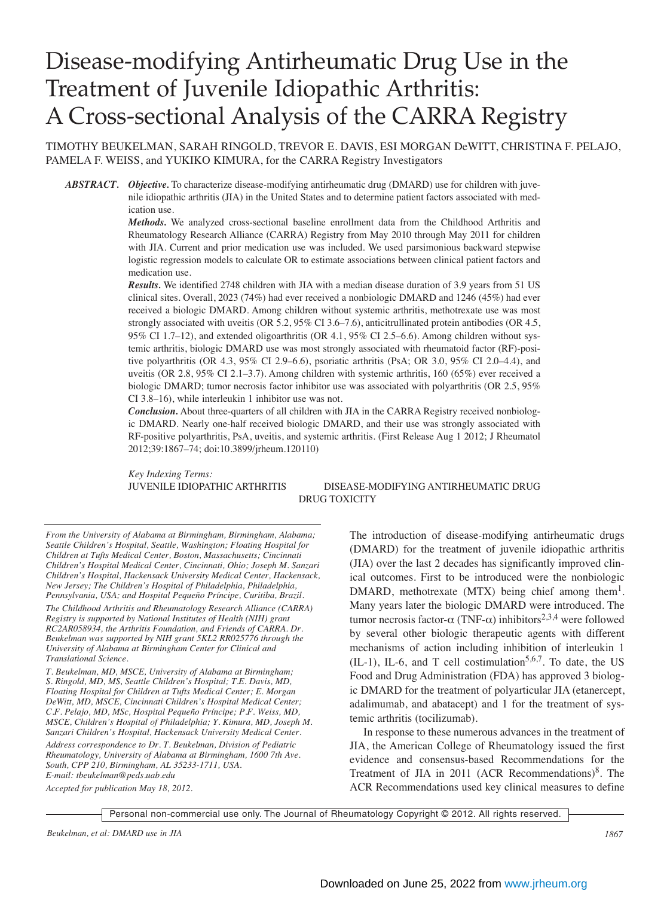# Disease-modifying Antirheumatic Drug Use in the Treatment of Juvenile Idiopathic Arthritis: A Cross-sectional Analysis of the CARRA Registry

TIMOTHY BEUKELMAN, SARAH RINGOLD, TREVOR E. DAVIS, ESI MORGAN DeWITT, CHRISTINA F. PELAJO, PAMELA F. WEISS, and YUKIKO KIMURA, for the CARRA Registry Investigators

***ABSTRACT.*** ***Objective.*** To characterize disease-modifying antirheumatic drug (DMARD) use for children with juvenile idiopathic arthritis (JIA) in the United States and to determine patient factors associated with medication use.

***Methods.*** We analyzed cross-sectional baseline enrollment data from the Childhood Arthritis and Rheumatology Research Alliance (CARRA) Registry from May 2010 through May 2011 for children with JIA. Current and prior medication use was included. We used parsimonious backward stepwise logistic regression models to calculate OR to estimate associations between clinical patient factors and medication use.

***Results.*** We identified 2748 children with JIA with a median disease duration of 3.9 years from 51 US clinical sites. Overall, 2023 (74%) had ever received a nonbiologic DMARD and 1246 (45%) had ever received a biologic DMARD. Among children without systemic arthritis, methotrexate use was most strongly associated with uveitis (OR 5.2, 95% CI 3.6–7.6), anticitrullinated protein antibodies (OR 4.5, 95% CI 1.7–12), and extended oligoarthritis (OR 4.1, 95% CI 2.5–6.6). Among children without systemic arthritis, biologic DMARD use was most strongly associated with rheumatoid factor (RF)-positive polyarthritis (OR 4.3, 95% CI 2.9–6.6), psoriatic arthritis (PsA; OR 3.0, 95% CI 2.0–4.4), and uveitis (OR 2.8, 95% CI 2.1–3.7). Among children with systemic arthritis, 160 (65%) ever received a biologic DMARD; tumor necrosis factor inhibitor use was associated with polyarthritis (OR 2.5, 95% CI 3.8–16), while interleukin 1 inhibitor use was not.

***Conclusion.*** About three-quarters of all children with JIA in the CARRA Registry received nonbiologic DMARD. Nearly one-half received biologic DMARD, and their use was strongly associated with RF-positive polyarthritis, PsA, uveitis, and systemic arthritis. (First Release Aug 1 2012; J Rheumatol 2012;39:1867–74; doi:10.3899/jrheum.120110)

*Key Indexing Terms:*
JUVENILE IDIOPATHIC ARTHRITIS
DISEASE-MODIFYING ANTIRHEUMATIC DRUG
DRUG TOXICITY

*From the University of Alabama at Birmingham, Birmingham, Alabama; Seattle Children's Hospital, Seattle, Washington; Floating Hospital for Children at Tufts Medical Center, Boston, Massachusetts; Cincinnati Children's Hospital Medical Center, Cincinnati, Ohio; Joseph M. Sanzari Children's Hospital, Hackensack University Medical Center, Hackensack, New Jersey; The Children's Hospital of Philadelphia, Philadelphia, Pennsylvania, USA; and Hospital Pequeño Príncipe, Curitiba, Brazil.*

*The Childhood Arthritis and Rheumatology Research Alliance (CARRA) Registry is supported by National Institutes of Health (NIH) grant RC2AR058934, the Arthritis Foundation, and Friends of CARRA. Dr. Beukelman was supported by NIH grant 5KL2 RR025776 through the University of Alabama at Birmingham Center for Clinical and Translational Science.*

*T. Beukelman, MD, MSCE, University of Alabama at Birmingham; S. Ringold, MD, MS, Seattle Children's Hospital; T.E. Davis, MD, Floating Hospital for Children at Tufts Medical Center; E. Morgan DeWitt, MD, MSCE, Cincinnati Children's Hospital Medical Center; C.F. Pelajo, MD, MSc, Hospital Pequeño Príncipe; P.F. Weiss, MD, MSCE, Children's Hospital of Philadelphia; Y. Kimura, MD, Joseph M. Sanzari Children's Hospital, Hackensack University Medical Center.*

*Address correspondence to Dr. T. Beukelman, Division of Pediatric Rheumatology, University of Alabama at Birmingham, 1600 7th Ave. South, CPP 210, Birmingham, AL 35233-1711, USA. E-mail: tbeukelman@peds.uab.edu*

*Accepted for publication May 18, 2012.*

The introduction of disease-modifying antirheumatic drugs (DMARD) for the treatment of juvenile idiopathic arthritis (JIA) over the last 2 decades has significantly improved clinical outcomes. First to be introduced were the nonbiologic DMARD, methotrexate (MTX) being chief among them[1]. Many years later the biologic DMARD were introduced. The tumor necrosis factor-α (TNF-α) inhibitors[2,3,4] were followed by several other biologic therapeutic agents with different mechanisms of action including inhibition of interleukin 1 (IL-1), IL-6, and T cell costimulation[5,6,7]. To date, the US Food and Drug Administration (FDA) has approved 3 biologic DMARD for the treatment of polyarticular JIA (etanercept, adalimumab, and abatacept) and 1 for the treatment of systemic arthritis (tocilizumab).

In response to these numerous advances in the treatment of JIA, the American College of Rheumatology issued the first evidence and consensus-based Recommendations for the Treatment of JIA in 2011 (ACR Recommendations)[8]. The ACR Recommendations used key clinical measures to define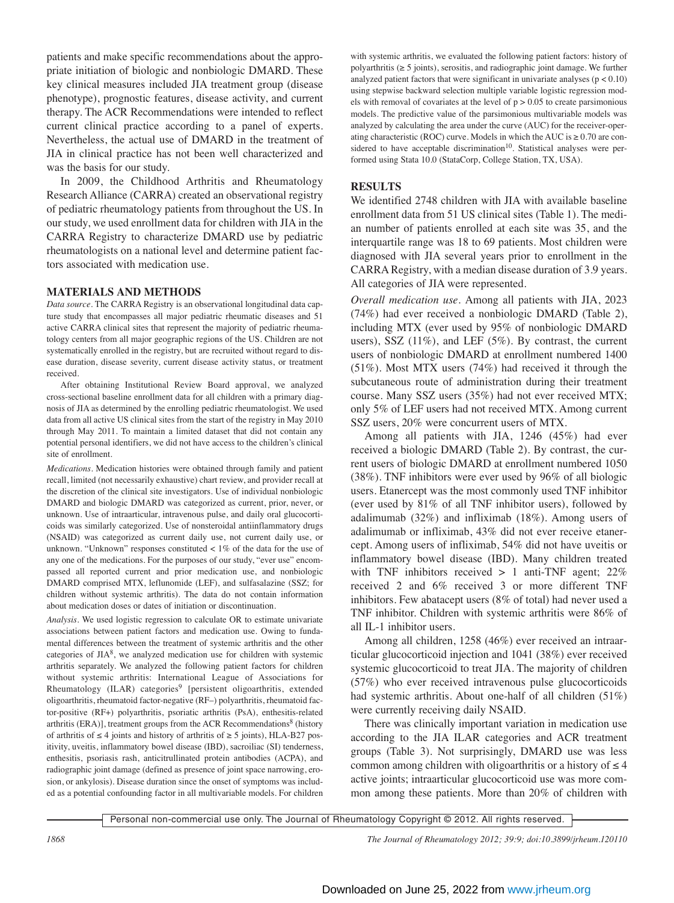patients and make specific recommendations about the appropriate initiation of biologic and nonbiologic DMARD. These key clinical measures included JIA treatment group (disease phenotype), prognostic features, disease activity, and current therapy. The ACR Recommendations were intended to reflect current clinical practice according to a panel of experts. Nevertheless, the actual use of DMARD in the treatment of JIA in clinical practice has not been well characterized and was the basis for our study.

In 2009, the Childhood Arthritis and Rheumatology Research Alliance (CARRA) created an observational registry of pediatric rheumatology patients from throughout the US. In our study, we used enrollment data for children with JIA in the CARRA Registry to characterize DMARD use by pediatric rheumatologists on a national level and determine patient factors associated with medication use.

## MATERIALS AND METHODS

*Data source.* The CARRA Registry is an observational longitudinal data capture study that encompasses all major pediatric rheumatic diseases and 51 active CARRA clinical sites that represent the majority of pediatric rheumatology centers from all major geographic regions of the US. Children are not systematically enrolled in the registry, but are recruited without regard to disease duration, disease severity, current disease activity status, or treatment received.

After obtaining Institutional Review Board approval, we analyzed cross-sectional baseline enrollment data for all children with a primary diagnosis of JIA as determined by the enrolling pediatric rheumatologist. We used data from all active US clinical sites from the start of the registry in May 2010 through May 2011. To maintain a limited dataset that did not contain any potential personal identifiers, we did not have access to the children's clinical site of enrollment.

*Medications.* Medication histories were obtained through family and patient recall, limited (not necessarily exhaustive) chart review, and provider recall at the discretion of the clinical site investigators. Use of individual nonbiologic DMARD and biologic DMARD was categorized as current, prior, never, or unknown. Use of intraarticular, intravenous pulse, and daily oral glucocorticoids was similarly categorized. Use of nonsteroidal antiinflammatory drugs (NSAID) was categorized as current daily use, not current daily use, or unknown. "Unknown" responses constituted < 1% of the data for the use of any one of the medications. For the purposes of our study, "ever use" encompassed all reported current and prior medication use, and nonbiologic DMARD comprised MTX, leflunomide (LEF), and sulfasalazine (SSZ; for children without systemic arthritis). The data do not contain information about medication doses or dates of initiation or discontinuation.

*Analysis.* We used logistic regression to calculate OR to estimate univariate associations between patient factors and medication use. Owing to fundamental differences between the treatment of systemic arthritis and the other categories of JIA[8], we analyzed medication use for children with systemic arthritis separately. We analyzed the following patient factors for children without systemic arthritis: International League of Associations for Rheumatology (ILAR) categories[9] [persistent oligoarthritis, extended oligoarthritis, rheumatoid factor-negative (RF–) polyarthritis, rheumatoid factor-positive (RF+) polyarthritis, psoriatic arthritis (PsA), enthesitis-related arthritis (ERA)], treatment groups from the ACR Recommendations[8] (history of arthritis of ≤ 4 joints and history of arthritis of ≥ 5 joints), HLA-B27 positivity, uveitis, inflammatory bowel disease (IBD), sacroiliac (SI) tenderness, enthesitis, psoriasis rash, anticitrullinated protein antibodies (ACPA), and radiographic joint damage (defined as presence of joint space narrowing, erosion, or ankylosis). Disease duration since the onset of symptoms was included as a potential confounding factor in all multivariable models. For children with systemic arthritis, we evaluated the following patient factors: history of polyarthritis (≥ 5 joints), serositis, and radiographic joint damage. We further analyzed patient factors that were significant in univariate analyses ($p < 0.10$) using stepwise backward selection multiple variable logistic regression models with removal of covariates at the level of $p > 0.05$ to create parsimonious models. The predictive value of the parsimonious multivariable models was analyzed by calculating the area under the curve (AUC) for the receiver-operating characteristic (ROC) curve. Models in which the AUC is ≥ 0.70 are considered to have acceptable discrimination[10]. Statistical analyses were performed using Stata 10.0 (StataCorp, College Station, TX, USA).

## RESULTS

We identified 2748 children with JIA with available baseline enrollment data from 51 US clinical sites (Table 1). The median number of patients enrolled at each site was 35, and the interquartile range was 18 to 69 patients. Most children were diagnosed with JIA several years prior to enrollment in the CARRA Registry, with a median disease duration of 3.9 years. All categories of JIA were represented.

*Overall medication use.* Among all patients with JIA, 2023 (74%) had ever received a nonbiologic DMARD (Table 2), including MTX (ever used by 95% of nonbiologic DMARD users), SSZ (11%), and LEF (5%). By contrast, the current users of nonbiologic DMARD at enrollment numbered 1400 (51%). Most MTX users (74%) had received it through the subcutaneous route of administration during their treatment course. Many SSZ users (35%) had not ever received MTX; only 5% of LEF users had not received MTX. Among current SSZ users, 20% were concurrent users of MTX.

Among all patients with JIA, 1246 (45%) had ever received a biologic DMARD (Table 2). By contrast, the current users of biologic DMARD at enrollment numbered 1050 (38%). TNF inhibitors were ever used by 96% of all biologic users. Etanercept was the most commonly used TNF inhibitor (ever used by 81% of all TNF inhibitor users), followed by adalimumab (32%) and infliximab (18%). Among users of adalimumab or infliximab, 43% did not ever receive etanercept. Among users of infliximab, 54% did not have uveitis or inflammatory bowel disease (IBD). Many children treated with TNF inhibitors received > 1 anti-TNF agent; 22% received 2 and 6% received 3 or more different TNF inhibitors. Few abatacept users (8% of total) had never used a TNF inhibitor. Children with systemic arthritis were 86% of all IL-1 inhibitor users.

Among all children, 1258 (46%) ever received an intraarticular glucocorticoid injection and 1041 (38%) ever received systemic glucocorticoid to treat JIA. The majority of children (57%) who ever received intravenous pulse glucocorticoids had systemic arthritis. About one-half of all children (51%) were currently receiving daily NSAID.

There was clinically important variation in medication use according to the JIA ILAR categories and ACR treatment groups (Table 3). Not surprisingly, DMARD use was less common among children with oligoarthritis or a history of ≤ 4 active joints; intraarticular glucocorticoid use was more common among these patients. More than 20% of children with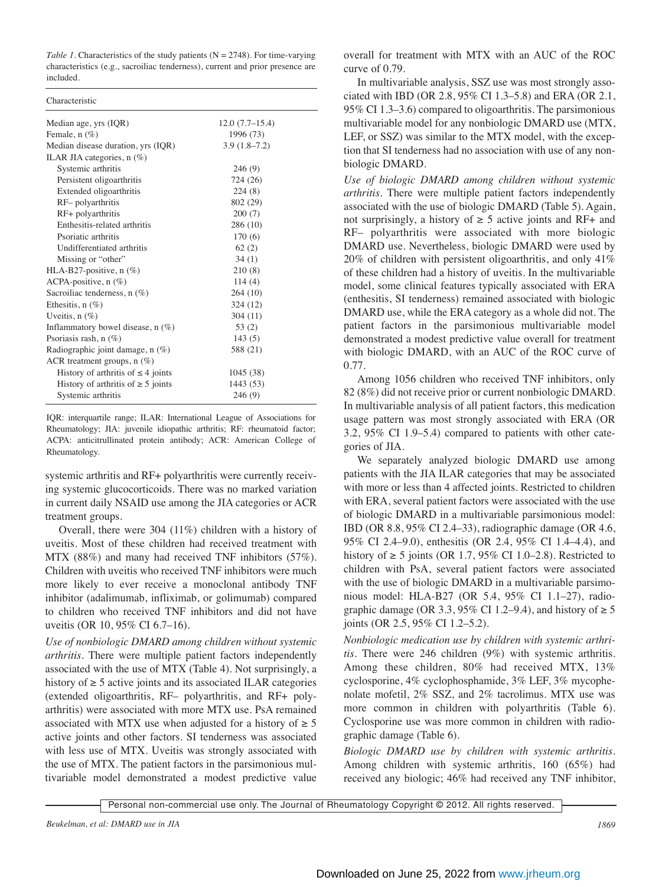*Table 1.* Characteristics of the study patients (N = 2748). For time-varying characteristics (e.g., sacroiliac tenderness), current and prior presence are included.

| Characteristic | |
|---|---|
| Median age, yrs (IQR) | 12.0 (7.7–15.4) |
| Female, n (%) | 1996 (73) |
| Median disease duration, yrs (IQR) | 3.9 (1.8–7.2) |
| ILAR JIA categories, n (%) | |
| Systemic arthritis | 246 (9) |
| Persistent oligoarthritis | 724 (26) |
| Extended oligoarthritis | 224 (8) |
| RF– polyarthritis | 802 (29) |
| RF+ polyarthritis | 200 (7) |
| Enthesitis-related arthritis | 286 (10) |
| Psoriatic arthritis | 170 (6) |
| Undifferentiated arthritis | 62 (2) |
| Missing or "other" | 34 (1) |
| HLA-B27-positive, n (%) | 210 (8) |
| ACPA-positive, n (%) | 114 (4) |
| Sacroiliac tenderness, n (%) | 264 (10) |
| Ethesitis, n (%) | 324 (12) |
| Uveitis, n (%) | 304 (11) |
| Inflammatory bowel disease, n (%) | 53 (2) |
| Psoriasis rash, n (%) | 143 (5) |
| Radiographic joint damage, n (%) | 588 (21) |
| ACR treatment groups, n (%) | |
| History of arthritis of ≤ 4 joints | 1045 (38) |
| History of arthritis of ≥ 5 joints | 1443 (53) |
| Systemic arthritis | 246 (9) |

IQR: interquartile range; ILAR: International League of Associations for Rheumatology; JIA: juvenile idiopathic arthritis; RF: rheumatoid factor; ACPA: anticitrullinated protein antibody; ACR: American College of Rheumatology.

systemic arthritis and RF+ polyarthritis were currently receiving systemic glucocorticoids. There was no marked variation in current daily NSAID use among the JIA categories or ACR treatment groups.

Overall, there were 304 (11%) children with a history of uveitis. Most of these children had received treatment with MTX (88%) and many had received TNF inhibitors (57%). Children with uveitis who received TNF inhibitors were much more likely to ever receive a monoclonal antibody TNF inhibitor (adalimumab, infliximab, or golimumab) compared to children who received TNF inhibitors and did not have uveitis (OR 10, 95% CI 6.7–16).

*Use of nonbiologic DMARD among children without systemic arthritis.* There were multiple patient factors independently associated with the use of MTX (Table 4). Not surprisingly, a history of ≥ 5 active joints and its associated ILAR categories (extended oligoarthritis, RF– polyarthritis, and RF+ polyarthritis) were associated with more MTX use. PsA remained associated with MTX use when adjusted for a history of ≥ 5 active joints and other factors. SI tenderness was associated with less use of MTX. Uveitis was strongly associated with the use of MTX. The patient factors in the parsimonious multivariable model demonstrated a modest predictive value overall for treatment with MTX with an AUC of the ROC curve of 0.79.

In multivariable analysis, SSZ use was most strongly associated with IBD (OR 2.8, 95% CI 1.3–5.8) and ERA (OR 2.1, 95% CI 1.3–3.6) compared to oligoarthritis. The parsimonious multivariable model for any nonbiologic DMARD use (MTX, LEF, or SSZ) was similar to the MTX model, with the exception that SI tenderness had no association with use of any nonbiologic DMARD.

*Use of biologic DMARD among children without systemic arthritis.* There were multiple patient factors independently associated with the use of biologic DMARD (Table 5). Again, not surprisingly, a history of ≥ 5 active joints and RF+ and RF– polyarthritis were associated with more biologic DMARD use. Nevertheless, biologic DMARD were used by 20% of children with persistent oligoarthritis, and only 41% of these children had a history of uveitis. In the multivariable model, some clinical features typically associated with ERA (enthesitis, SI tenderness) remained associated with biologic DMARD use, while the ERA category as a whole did not. The patient factors in the parsimonious multivariable model demonstrated a modest predictive value overall for treatment with biologic DMARD, with an AUC of the ROC curve of 0.77.

Among 1056 children who received TNF inhibitors, only 82 (8%) did not receive prior or current nonbiologic DMARD. In multivariable analysis of all patient factors, this medication usage pattern was most strongly associated with ERA (OR 3.2, 95% CI 1.9–5.4) compared to patients with other categories of JIA.

We separately analyzed biologic DMARD use among patients with the JIA ILAR categories that may be associated with more or less than 4 affected joints. Restricted to children with ERA, several patient factors were associated with the use of biologic DMARD in a multivariable parsimonious model: IBD (OR 8.8, 95% CI 2.4–33), radiographic damage (OR 4.6, 95% CI 2.4–9.0), enthesitis (OR 2.4, 95% CI 1.4–4.4), and history of ≥ 5 joints (OR 1.7, 95% CI 1.0–2.8). Restricted to children with PsA, several patient factors were associated with the use of biologic DMARD in a multivariable parsimonious model: HLA-B27 (OR 5.4, 95% CI 1.1–27), radiographic damage (OR 3.3, 95% CI 1.2–9.4), and history of ≥ 5 joints (OR 2.5, 95% CI 1.2–5.2).

*Nonbiologic medication use by children with systemic arthritis.* There were 246 children (9%) with systemic arthritis. Among these children, 80% had received MTX, 13% cyclosporine, 4% cyclophosphamide, 3% LEF, 3% mycophenolate mofetil, 2% SSZ, and 2% tacrolimus. MTX use was more common in children with polyarthritis (Table 6). Cyclosporine use was more common in children with radiographic damage (Table 6).

*Biologic DMARD use by children with systemic arthritis.* Among children with systemic arthritis, 160 (65%) had received any biologic; 46% had received any TNF inhibitor,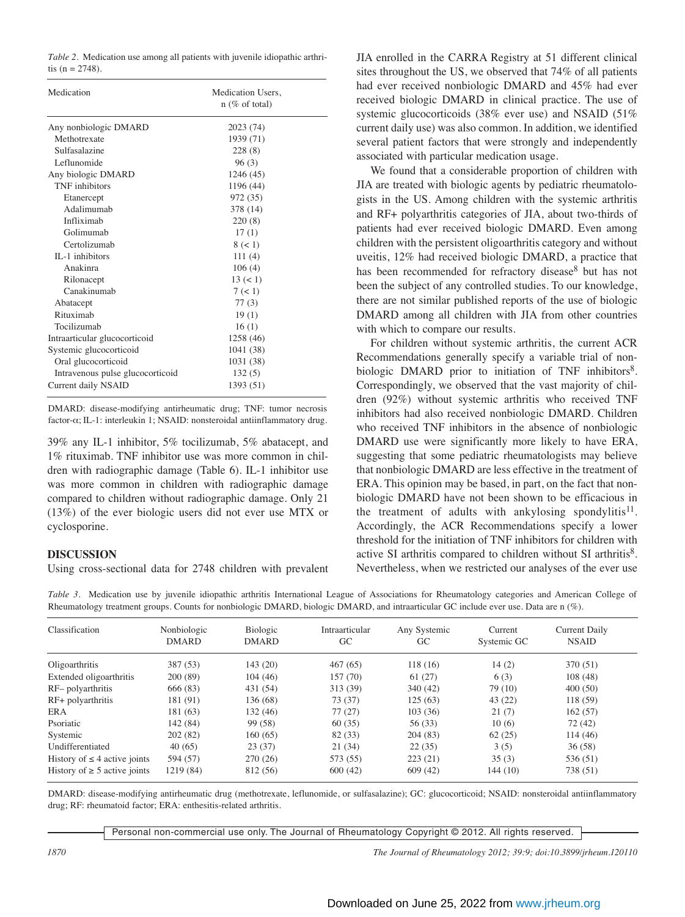*Table 2.* Medication use among all patients with juvenile idiopathic arthritis (n = 2748).

| Medication | Medication Users, n (% of total) |
|---|---|
| Any nonbiologic DMARD | 2023 (74) |
| Methotrexate | 1939 (71) |
| Sulfasalazine | 228 (8) |
| Leflunomide | 96 (3) |
| Any biologic DMARD | 1246 (45) |
| TNF inhibitors | 1196 (44) |
| Etanercept | 972 (35) |
| Adalimumab | 378 (14) |
| Infliximab | 220 (8) |
| Golimumab | 17 (1) |
| Certolizumab | 8 (< 1) |
| IL-1 inhibitors | 111 (4) |
| Anakinra | 106 (4) |
| Rilonacept | 13 (< 1) |
| Canakinumab | 7 (< 1) |
| Abatacept | 77 (3) |
| Rituximab | 19 (1) |
| Tocilizumab | 16 (1) |
| Intraarticular glucocorticoid | 1258 (46) |
| Systemic glucocorticoid | 1041 (38) |
| Oral glucocorticoid | 1031 (38) |
| Intravenous pulse glucocorticoid | 132 (5) |
| Current daily NSAID | 1393 (51) |

DMARD: disease-modifying antirheumatic drug; TNF: tumor necrosis factor-α; IL-1: interleukin 1; NSAID: nonsteroidal antiinflammatory drug.

39% any IL-1 inhibitor, 5% tocilizumab, 5% abatacept, and 1% rituximab. TNF inhibitor use was more common in children with radiographic damage (Table 6). IL-1 inhibitor use was more common in children with radiographic damage compared to children without radiographic damage. Only 21 (13%) of the ever biologic users did not ever use MTX or cyclosporine.

## DISCUSSION

Using cross-sectional data for 2748 children with prevalent JIA enrolled in the CARRA Registry at 51 different clinical sites throughout the US, we observed that 74% of all patients had ever received nonbiologic DMARD and 45% had ever received biologic DMARD in clinical practice. The use of systemic glucocorticoids (38% ever use) and NSAID (51% current daily use) was also common. In addition, we identified several patient factors that were strongly and independently associated with particular medication usage.

We found that a considerable proportion of children with JIA are treated with biologic agents by pediatric rheumatologists in the US. Among children with the systemic arthritis and RF+ polyarthritis categories of JIA, about two-thirds of patients had ever received biologic DMARD. Even among children with the persistent oligoarthritis category and without uveitis, 12% had received biologic DMARD, a practice that has been recommended for refractory disease[8] but has not been the subject of any controlled studies. To our knowledge, there are not similar published reports of the use of biologic DMARD among all children with JIA from other countries with which to compare our results.

For children without systemic arthritis, the current ACR Recommendations generally specify a variable trial of nonbiologic DMARD prior to initiation of TNF inhibitors[8]. Correspondingly, we observed that the vast majority of children (92%) without systemic arthritis who received TNF inhibitors had also received nonbiologic DMARD. Children who received TNF inhibitors in the absence of nonbiologic DMARD use were significantly more likely to have ERA, suggesting that some pediatric rheumatologists may believe that nonbiologic DMARD are less effective in the treatment of ERA. This opinion may be based, in part, on the fact that nonbiologic DMARD have not been shown to be efficacious in the treatment of adults with ankylosing spondylitis[11]. Accordingly, the ACR Recommendations specify a lower threshold for the initiation of TNF inhibitors for children with active SI arthritis compared to children without SI arthritis[8]. Nevertheless, when we restricted our analyses of the ever use

*Table 3.* Medication use by juvenile idiopathic arthritis International League of Associations for Rheumatology categories and American College of Rheumatology treatment groups. Counts for nonbiologic DMARD, biologic DMARD, and intraarticular GC include ever use. Data are n (%).

| Classification | Nonbiologic DMARD | Biologic DMARD | Intraarticular GC | Any Systemic GC | Current Systemic GC | Current Daily NSAID |
|---|---|---|---|---|---|---|
| Oligoarthritis | 387 (53) | 143 (20) | 467 (65) | 118 (16) | 14 (2) | 370 (51) |
| Extended oligoarthritis | 200 (89) | 104 (46) | 157 (70) | 61 (27) | 6 (3) | 108 (48) |
| RF– polyarthritis | 666 (83) | 431 (54) | 313 (39) | 340 (42) | 79 (10) | 400 (50) |
| RF+ polyarthritis | 181 (91) | 136 (68) | 73 (37) | 125 (63) | 43 (22) | 118 (59) |
| ERA | 181 (63) | 132 (46) | 77 (27) | 103 (36) | 21 (7) | 162 (57) |
| Psoriatic | 142 (84) | 99 (58) | 60 (35) | 56 (33) | 10 (6) | 72 (42) |
| Systemic | 202 (82) | 160 (65) | 82 (33) | 204 (83) | 62 (25) | 114 (46) |
| Undifferentiated | 40 (65) | 23 (37) | 21 (34) | 22 (35) | 3 (5) | 36 (58) |
| History of ≤ 4 active joints | 594 (57) | 270 (26) | 573 (55) | 223 (21) | 35 (3) | 536 (51) |
| History of ≥ 5 active joints | 1219 (84) | 812 (56) | 600 (42) | 609 (42) | 144 (10) | 738 (51) |

DMARD: disease-modifying antirheumatic drug (methotrexate, leflunomide, or sulfasalazine); GC: glucocorticoid; NSAID: nonsteroidal antiinflammatory drug; RF: rheumatoid factor; ERA: enthesitis-related arthritis.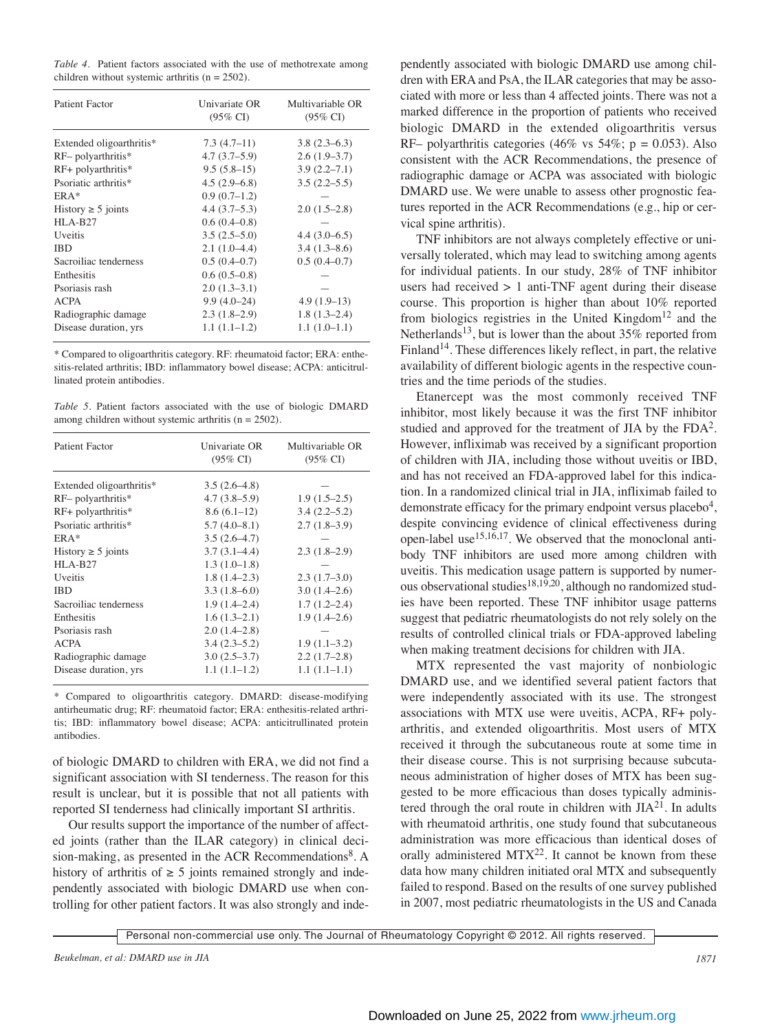*Table 4*. Patient factors associated with the use of methotrexate among children without systemic arthritis (n = 2502).

| Patient Factor | Univariate OR (95% CI) | Multivariable OR (95% CI) |
|---|---|---|
| Extended oligoarthritis* | 7.3 (4.7–11) | 3.8 (2.3–6.3) |
| RF– polyarthritis* | 4.7 (3.7–5.9) | 2.6 (1.9–3.7) |
| RF+ polyarthritis* | 9.5 (5.8–15) | 3.9 (2.2–7.1) |
| Psoriatic arthritis* | 4.5 (2.9–6.8) | 3.5 (2.2–5.5) |
| ERA* | 0.9 (0.7–1.2) | — |
| History ≥ 5 joints | 4.4 (3.7–5.3) | 2.0 (1.5–2.8) |
| HLA-B27 | 0.6 (0.4–0.8) | — |
| Uveitis | 3.5 (2.5–5.0) | 4.4 (3.0–6.5) |
| IBD | 2.1 (1.0–4.4) | 3.4 (1.3–8.6) |
| Sacroiliac tenderness | 0.5 (0.4–0.7) | 0.5 (0.4–0.7) |
| Enthesitis | 0.6 (0.5–0.8) | — |
| Psoriasis rash | 2.0 (1.3–3.1) | — |
| ACPA | 9.9 (4.0–24) | 4.9 (1.9–13) |
| Radiographic damage | 2.3 (1.8–2.9) | 1.8 (1.3–2.4) |
| Disease duration, yrs | 1.1 (1.1–1.2) | 1.1 (1.0–1.1) |

* Compared to oligoarthritis category. RF: rheumatoid factor; ERA: enthesitis-related arthritis; IBD: inflammatory bowel disease; ACPA: anticitrullinated protein antibodies.

*Table 5*. Patient factors associated with the use of biologic DMARD among children without systemic arthritis (n = 2502).

| Patient Factor | Univariate OR (95% CI) | Multivariable OR (95% CI) |
|---|---|---|
| Extended oligoarthritis* | 3.5 (2.6–4.8) | — |
| RF– polyarthritis* | 4.7 (3.8–5.9) | 1.9 (1.5–2.5) |
| RF+ polyarthritis* | 8.6 (6.1–12) | 3.4 (2.2–5.2) |
| Psoriatic arthritis* | 5.7 (4.0–8.1) | 2.7 (1.8–3.9) |
| ERA* | 3.5 (2.6–4.7) | — |
| History ≥ 5 joints | 3.7 (3.1–4.4) | 2.3 (1.8–2.9) |
| HLA-B27 | 1.3 (1.0–1.8) | — |
| Uveitis | 1.8 (1.4–2.3) | 2.3 (1.7–3.0) |
| IBD | 3.3 (1.8–6.0) | 3.0 (1.4–2.6) |
| Sacroiliac tenderness | 1.9 (1.4–2.4) | 1.7 (1.2–2.4) |
| Enthesitis | 1.6 (1.3–2.1) | 1.9 (1.4–2.6) |
| Psoriasis rash | 2.0 (1.4–2.8) | — |
| ACPA | 3.4 (2.3–5.2) | 1.9 (1.1–3.2) |
| Radiographic damage | 3.0 (2.5–3.7) | 2.2 (1.7–2.8) |
| Disease duration, yrs | 1.1 (1.1–1.2) | 1.1 (1.1–1.1) |

* Compared to oligoarthritis category. DMARD: disease-modifying antirheumatic drug; RF: rheumatoid factor; ERA: enthesitis-related arthritis; IBD: inflammatory bowel disease; ACPA: anticitrullinated protein antibodies.

of biologic DMARD to children with ERA, we did not find a significant association with SI tenderness. The reason for this result is unclear, but it is possible that not all patients with reported SI tenderness had clinically important SI arthritis.

Our results support the importance of the number of affected joints (rather than the ILAR category) in clinical decision-making, as presented in the ACR Recommendations[8]. A history of arthritis of ≥ 5 joints remained strongly and independently associated with biologic DMARD use when controlling for other patient factors. It was also strongly and independently associated with biologic DMARD use among children with ERA and PsA, the ILAR categories that may be associated with more or less than 4 affected joints. There was not a marked difference in the proportion of patients who received biologic DMARD in the extended oligoarthritis versus RF– polyarthritis categories (46% vs 54%; p = 0.053). Also consistent with the ACR Recommendations, the presence of radiographic damage or ACPA was associated with biologic DMARD use. We were unable to assess other prognostic features reported in the ACR Recommendations (e.g., hip or cervical spine arthritis).

TNF inhibitors are not always completely effective or universally tolerated, which may lead to switching among agents for individual patients. In our study, 28% of TNF inhibitor users had received > 1 anti-TNF agent during their disease course. This proportion is higher than about 10% reported from biologics registries in the United Kingdom[12] and the Netherlands[13], but is lower than the about 35% reported from Finland[14]. These differences likely reflect, in part, the relative availability of different biologic agents in the respective countries and the time periods of the studies.

Etanercept was the most commonly received TNF inhibitor, most likely because it was the first TNF inhibitor studied and approved for the treatment of JIA by the FDA[2]. However, infliximab was received by a significant proportion of children with JIA, including those without uveitis or IBD, and has not received an FDA-approved label for this indication. In a randomized clinical trial in JIA, infliximab failed to demonstrate efficacy for the primary endpoint versus placebo[4], despite convincing evidence of clinical effectiveness during open-label use[15,16,17]. We observed that the monoclonal antibody TNF inhibitors are used more among children with uveitis. This medication usage pattern is supported by numerous observational studies[18,19,20], although no randomized studies have been reported. These TNF inhibitor usage patterns suggest that pediatric rheumatologists do not rely solely on the results of controlled clinical trials or FDA-approved labeling when making treatment decisions for children with JIA.

MTX represented the vast majority of nonbiologic DMARD use, and we identified several patient factors that were independently associated with its use. The strongest associations with MTX use were uveitis, ACPA, RF+ polyarthritis, and extended oligoarthritis. Most users of MTX received it through the subcutaneous route at some time in their disease course. This is not surprising because subcutaneous administration of higher doses of MTX has been suggested to be more efficacious than doses typically administered through the oral route in children with JIA[21]. In adults with rheumatoid arthritis, one study found that subcutaneous administration was more efficacious than identical doses of orally administered MTX[22]. It cannot be known from these data how many children initiated oral MTX and subsequently failed to respond. Based on the results of one survey published in 2007, most pediatric rheumatologists in the US and Canada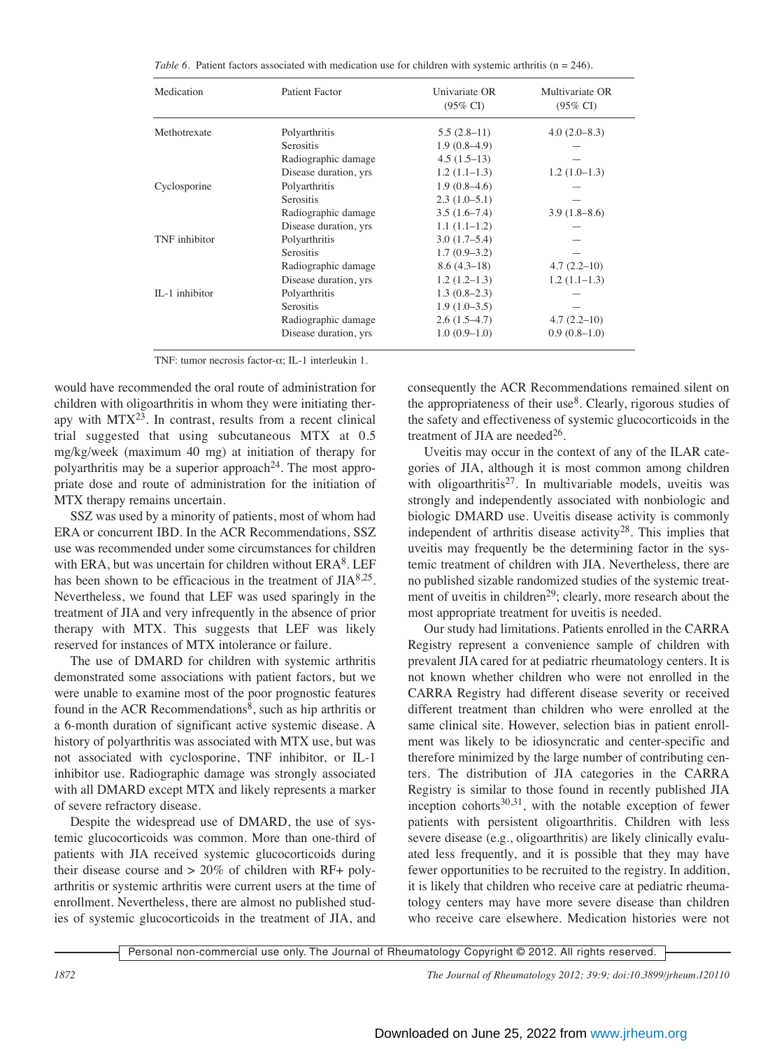*Table 6*. Patient factors associated with medication use for children with systemic arthritis (n = 246).

| Medication | Patient Factor | Univariate OR (95% CI) | Multivariate OR (95% CI) |
|---|---|---|---|
| Methotrexate | Polyarthritis | 5.5 (2.8–11) | 4.0 (2.0–8.3) |
| | Serositis | 1.9 (0.8–4.9) | — |
| | Radiographic damage | 4.5 (1.5–13) | — |
| | Disease duration, yrs | 1.2 (1.1–1.3) | 1.2 (1.0–1.3) |
| Cyclosporine | Polyarthritis | 1.9 (0.8–4.6) | — |
| | Serositis | 2.3 (1.0–5.1) | — |
| | Radiographic damage | 3.5 (1.6–7.4) | 3.9 (1.8–8.6) |
| | Disease duration, yrs | 1.1 (1.1–1.2) | — |
| TNF inhibitor | Polyarthritis | 3.0 (1.7–5.4) | — |
| | Serositis | 1.7 (0.9–3.2) | — |
| | Radiographic damage | 8.6 (4.3–18) | 4.7 (2.2–10) |
| | Disease duration, yrs | 1.2 (1.2–1.3) | 1.2 (1.1–1.3) |
| IL-1 inhibitor | Polyarthritis | 1.3 (0.8–2.3) | — |
| | Serositis | 1.9 (1.0–3.5) | — |
| | Radiographic damage | 2.6 (1.5–4.7) | 4.7 (2.2–10) |
| | Disease duration, yrs | 1.0 (0.9–1.0) | 0.9 (0.8–1.0) |

TNF: tumor necrosis factor-α; IL-1 interleukin 1.

would have recommended the oral route of administration for children with oligoarthritis in whom they were initiating therapy with MTX[23]. In contrast, results from a recent clinical trial suggested that using subcutaneous MTX at 0.5 mg/kg/week (maximum 40 mg) at initiation of therapy for polyarthritis may be a superior approach[24]. The most appropriate dose and route of administration for the initiation of MTX therapy remains uncertain.

SSZ was used by a minority of patients, most of whom had ERA or concurrent IBD. In the ACR Recommendations, SSZ use was recommended under some circumstances for children with ERA, but was uncertain for children without ERA[8]. LEF has been shown to be efficacious in the treatment of JIA[8,25]. Nevertheless, we found that LEF was used sparingly in the treatment of JIA and very infrequently in the absence of prior therapy with MTX. This suggests that LEF was likely reserved for instances of MTX intolerance or failure.

The use of DMARD for children with systemic arthritis demonstrated some associations with patient factors, but we were unable to examine most of the poor prognostic features found in the ACR Recommendations[8], such as hip arthritis or a 6-month duration of significant active systemic disease. A history of polyarthritis was associated with MTX use, but was not associated with cyclosporine, TNF inhibitor, or IL-1 inhibitor use. Radiographic damage was strongly associated with all DMARD except MTX and likely represents a marker of severe refractory disease.

Despite the widespread use of DMARD, the use of systemic glucocorticoids was common. More than one-third of patients with JIA received systemic glucocorticoids during their disease course and > 20% of children with RF+ polyarthritis or systemic arthritis were current users at the time of enrollment. Nevertheless, there are almost no published studies of systemic glucocorticoids in the treatment of JIA, and consequently the ACR Recommendations remained silent on the appropriateness of their use[8]. Clearly, rigorous studies of the safety and effectiveness of systemic glucocorticoids in the treatment of JIA are needed[26].

Uveitis may occur in the context of any of the ILAR categories of JIA, although it is most common among children with oligoarthritis[27]. In multivariable models, uveitis was strongly and independently associated with nonbiologic and biologic DMARD use. Uveitis disease activity is commonly independent of arthritis disease activity[28]. This implies that uveitis may frequently be the determining factor in the systemic treatment of children with JIA. Nevertheless, there are no published sizable randomized studies of the systemic treatment of uveitis in children[29]; clearly, more research about the most appropriate treatment for uveitis is needed.

Our study had limitations. Patients enrolled in the CARRA Registry represent a convenience sample of children with prevalent JIA cared for at pediatric rheumatology centers. It is not known whether children who were not enrolled in the CARRA Registry had different disease severity or received different treatment than children who were enrolled at the same clinical site. However, selection bias in patient enrollment was likely to be idiosyncratic and center-specific and therefore minimized by the large number of contributing centers. The distribution of JIA categories in the CARRA Registry is similar to those found in recently published JIA inception cohorts[30,31], with the notable exception of fewer patients with persistent oligoarthritis. Children with less severe disease (e.g., oligoarthritis) are likely clinically evaluated less frequently, and it is possible that they may have fewer opportunities to be recruited to the registry. In addition, it is likely that children who receive care at pediatric rheumatology centers may have more severe disease than children who receive care elsewhere. Medication histories were not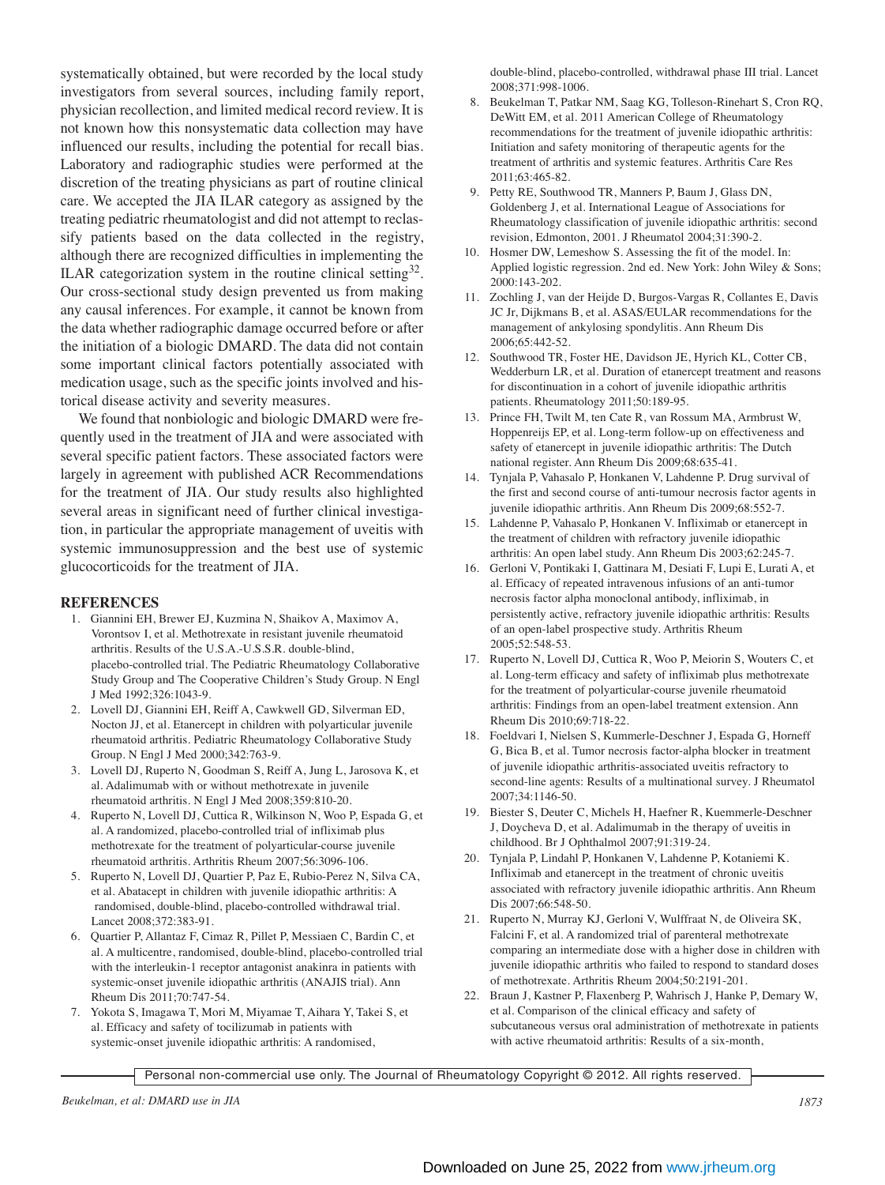systematically obtained, but were recorded by the local study investigators from several sources, including family report, physician recollection, and limited medical record review. It is not known how this nonsystematic data collection may have influenced our results, including the potential for recall bias. Laboratory and radiographic studies were performed at the discretion of the treating physicians as part of routine clinical care. We accepted the JIA ILAR category as assigned by the treating pediatric rheumatologist and did not attempt to reclassify patients based on the data collected in the registry, although there are recognized difficulties in implementing the ILAR categorization system in the routine clinical setting[32]. Our cross-sectional study design prevented us from making any causal inferences. For example, it cannot be known from the data whether radiographic damage occurred before or after the initiation of a biologic DMARD. The data did not contain some important clinical factors potentially associated with medication usage, such as the specific joints involved and historical disease activity and severity measures.

We found that nonbiologic and biologic DMARD were frequently used in the treatment of JIA and were associated with several specific patient factors. These associated factors were largely in agreement with published ACR Recommendations for the treatment of JIA. Our study results also highlighted several areas in significant need of further clinical investigation, in particular the appropriate management of uveitis with systemic immunosuppression and the best use of systemic glucocorticoids for the treatment of JIA.

## REFERENCES

1. Giannini EH, Brewer EJ, Kuzmina N, Shaikov A, Maximov A, Vorontsov I, et al. Methotrexate in resistant juvenile rheumatoid arthritis. Results of the U.S.A.-U.S.S.R. double-blind, placebo-controlled trial. The Pediatric Rheumatology Collaborative Study Group and The Cooperative Children's Study Group. N Engl J Med 1992;326:1043-9.
2. Lovell DJ, Giannini EH, Reiff A, Cawkwell GD, Silverman ED, Nocton JJ, et al. Etanercept in children with polyarticular juvenile rheumatoid arthritis. Pediatric Rheumatology Collaborative Study Group. N Engl J Med 2000;342:763-9.
3. Lovell DJ, Ruperto N, Goodman S, Reiff A, Jung L, Jarosova K, et al. Adalimumab with or without methotrexate in juvenile rheumatoid arthritis. N Engl J Med 2008;359:810-20.
4. Ruperto N, Lovell DJ, Cuttica R, Wilkinson N, Woo P, Espada G, et al. A randomized, placebo-controlled trial of infliximab plus methotrexate for the treatment of polyarticular-course juvenile rheumatoid arthritis. Arthritis Rheum 2007;56:3096-106.
5. Ruperto N, Lovell DJ, Quartier P, Paz E, Rubio-Perez N, Silva CA, et al. Abatacept in children with juvenile idiopathic arthritis: A randomised, double-blind, placebo-controlled withdrawal trial. Lancet 2008;372:383-91.
6. Quartier P, Allantaz F, Cimaz R, Pillet P, Messiaen C, Bardin C, et al. A multicentre, randomised, double-blind, placebo-controlled trial with the interleukin-1 receptor antagonist anakinra in patients with systemic-onset juvenile idiopathic arthritis (ANAJIS trial). Ann Rheum Dis 2011;70:747-54.
7. Yokota S, Imagawa T, Mori M, Miyamae T, Aihara Y, Takei S, et al. Efficacy and safety of tocilizumab in patients with systemic-onset juvenile idiopathic arthritis: A randomised, double-blind, placebo-controlled, withdrawal phase III trial. Lancet 2008;371:998-1006.
8. Beukelman T, Patkar NM, Saag KG, Tolleson-Rinehart S, Cron RQ, DeWitt EM, et al. 2011 American College of Rheumatology recommendations for the treatment of juvenile idiopathic arthritis: Initiation and safety monitoring of therapeutic agents for the treatment of arthritis and systemic features. Arthritis Care Res 2011;63:465-82.
9. Petty RE, Southwood TR, Manners P, Baum J, Glass DN, Goldenberg J, et al. International League of Associations for Rheumatology classification of juvenile idiopathic arthritis: second revision, Edmonton, 2001. J Rheumatol 2004;31:390-2.
10. Hosmer DW, Lemeshow S. Assessing the fit of the model. In: Applied logistic regression. 2nd ed. New York: John Wiley & Sons; 2000:143-202.
11. Zochling J, van der Heijde D, Burgos-Vargas R, Collantes E, Davis JC Jr, Dijkmans B, et al. ASAS/EULAR recommendations for the management of ankylosing spondylitis. Ann Rheum Dis 2006;65:442-52.
12. Southwood TR, Foster HE, Davidson JE, Hyrich KL, Cotter CB, Wedderburn LR, et al. Duration of etanercept treatment and reasons for discontinuation in a cohort of juvenile idiopathic arthritis patients. Rheumatology 2011;50:189-95.
13. Prince FH, Twilt M, ten Cate R, van Rossum MA, Armbrust W, Hoppenreijs EP, et al. Long-term follow-up on effectiveness and safety of etanercept in juvenile idiopathic arthritis: The Dutch national register. Ann Rheum Dis 2009;68:635-41.
14. Tynjala P, Vahasalo P, Honkanen V, Lahdenne P. Drug survival of the first and second course of anti-tumour necrosis factor agents in juvenile idiopathic arthritis. Ann Rheum Dis 2009;68:552-7.
15. Lahdenne P, Vahasalo P, Honkanen V. Infliximab or etanercept in the treatment of children with refractory juvenile idiopathic arthritis: An open label study. Ann Rheum Dis 2003;62:245-7.
16. Gerloni V, Pontikaki I, Gattinara M, Desiati F, Lupi E, Lurati A, et al. Efficacy of repeated intravenous infusions of an anti-tumor necrosis factor alpha monoclonal antibody, infliximab, in persistently active, refractory juvenile idiopathic arthritis: Results of an open-label prospective study. Arthritis Rheum 2005;52:548-53.
17. Ruperto N, Lovell DJ, Cuttica R, Woo P, Meiorin S, Wouters C, et al. Long-term efficacy and safety of infliximab plus methotrexate for the treatment of polyarticular-course juvenile rheumatoid arthritis: Findings from an open-label treatment extension. Ann Rheum Dis 2010;69:718-22.
18. Foeldvari I, Nielsen S, Kummerle-Deschner J, Espada G, Horneff G, Bica B, et al. Tumor necrosis factor-alpha blocker in treatment of juvenile idiopathic arthritis-associated uveitis refractory to second-line agents: Results of a multinational survey. J Rheumatol 2007;34:1146-50.
19. Biester S, Deuter C, Michels H, Haefner R, Kuemmerle-Deschner J, Doycheva D, et al. Adalimumab in the therapy of uveitis in childhood. Br J Ophthalmol 2007;91:319-24.
20. Tynjala P, Lindahl P, Honkanen V, Lahdenne P, Kotaniemi K. Infliximab and etanercept in the treatment of chronic uveitis associated with refractory juvenile idiopathic arthritis. Ann Rheum Dis 2007;66:548-50.
21. Ruperto N, Murray KJ, Gerloni V, Wulffraat N, de Oliveira SK, Falcini F, et al. A randomized trial of parenteral methotrexate comparing an intermediate dose with a higher dose in children with juvenile idiopathic arthritis who failed to respond to standard doses of methotrexate. Arthritis Rheum 2004;50:2191-201.
22. Braun J, Kastner P, Flaxenberg P, Wahrisch J, Hanke P, Demary W, et al. Comparison of the clinical efficacy and safety of subcutaneous versus oral administration of methotrexate in patients with active rheumatoid arthritis: Results of a six-month,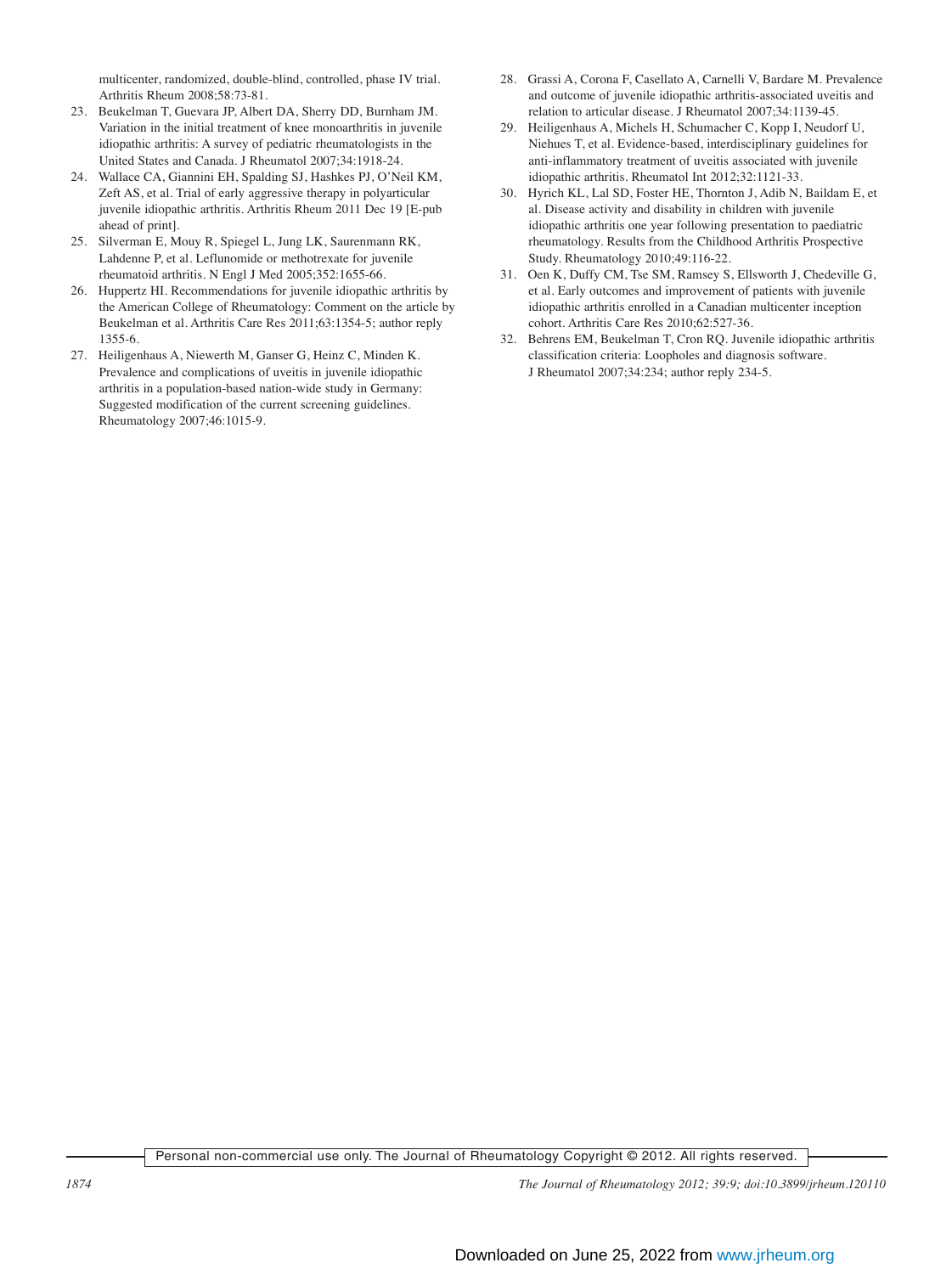multicenter, randomized, double-blind, controlled, phase IV trial. Arthritis Rheum 2008;58:73-81.

23. Beukelman T, Guevara JP, Albert DA, Sherry DD, Burnham JM. Variation in the initial treatment of knee monoarthritis in juvenile idiopathic arthritis: A survey of pediatric rheumatologists in the United States and Canada. J Rheumatol 2007;34:1918-24.
24. Wallace CA, Giannini EH, Spalding SJ, Hashkes PJ, O'Neil KM, Zeft AS, et al. Trial of early aggressive therapy in polyarticular juvenile idiopathic arthritis. Arthritis Rheum 2011 Dec 19 [E-pub ahead of print].
25. Silverman E, Mouy R, Spiegel L, Jung LK, Saurenmann RK, Lahdenne P, et al. Leflunomide or methotrexate for juvenile rheumatoid arthritis. N Engl J Med 2005;352:1655-66.
26. Huppertz HI. Recommendations for juvenile idiopathic arthritis by the American College of Rheumatology: Comment on the article by Beukelman et al. Arthritis Care Res 2011;63:1354-5; author reply 1355-6.
27. Heiligenhaus A, Niewerth M, Ganser G, Heinz C, Minden K. Prevalence and complications of uveitis in juvenile idiopathic arthritis in a population-based nation-wide study in Germany: Suggested modification of the current screening guidelines. Rheumatology 2007;46:1015-9.
28. Grassi A, Corona F, Casellato A, Carnelli V, Bardare M. Prevalence and outcome of juvenile idiopathic arthritis-associated uveitis and relation to articular disease. J Rheumatol 2007;34:1139-45.
29. Heiligenhaus A, Michels H, Schumacher C, Kopp I, Neudorf U, Niehues T, et al. Evidence-based, interdisciplinary guidelines for anti-inflammatory treatment of uveitis associated with juvenile idiopathic arthritis. Rheumatol Int 2012;32:1121-33.
30. Hyrich KL, Lal SD, Foster HE, Thornton J, Adib N, Baildam E, et al. Disease activity and disability in children with juvenile idiopathic arthritis one year following presentation to paediatric rheumatology. Results from the Childhood Arthritis Prospective Study. Rheumatology 2010;49:116-22.
31. Oen K, Duffy CM, Tse SM, Ramsey S, Ellsworth J, Chedeville G, et al. Early outcomes and improvement of patients with juvenile idiopathic arthritis enrolled in a Canadian multicenter inception cohort. Arthritis Care Res 2010;62:527-36.
32. Behrens EM, Beukelman T, Cron RQ. Juvenile idiopathic arthritis classification criteria: Loopholes and diagnosis software. J Rheumatol 2007;34:234; author reply 234-5.